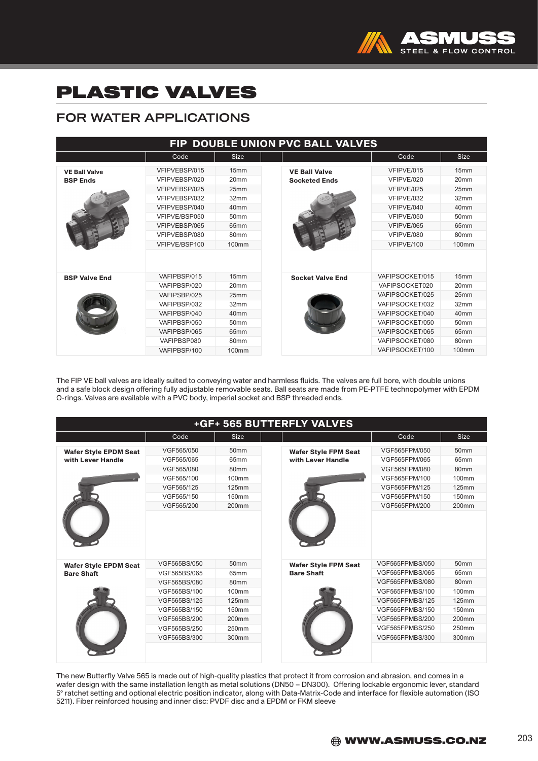# PLASTIC VALVES

## FOR WATER APPLICATIONS

### FIP DOUBLE UNION PVC BALL VALVES

| | Code | Size | | Code | Size |
|---|---|---|---|---|---|
| **VE Ball Valve BSP Ends** | VFIPVEBSP/015 | 15mm | **VE Ball Valve Socketed Ends** | VFIPVE/015 | 15mm |
| | VFIPVEBSP/020 | 20mm | | VFIPVE/020 | 20mm |
| | VFIPVEBSP/025 | 25mm | | VFIPVE/025 | 25mm |
| | VFIPVEBSP/032 | 32mm | | VFIPVE/032 | 32mm |
| | VFIPVEBSP/040 | 40mm | | VFIPVE/040 | 40mm |
| | VFIPVE/BSP050 | 50mm | | VFIPVE/050 | 50mm |
| | VFIPVEBSP/065 | 65mm | | VFIPVE/065 | 65mm |
| | VFIPVEBSP/080 | 80mm | | VFIPVE/080 | 80mm |
| | VFIPVE/BSP100 | 100mm | | VFIPVE/100 | 100mm |
| **BSP Valve End** | VAFIPBSP/015 | 15mm | **Socket Valve End** | VAFIPSOCKET/015 | 15mm |
| | VAFIPBSP/020 | 20mm | | VAFIPSOCKET020 | 20mm |
| | VAFIPSBP/025 | 25mm | | VAFIPSOCKET/025 | 25mm |
| | VAFIPBSP/032 | 32mm | | VAFIPSOCKET/032 | 32mm |
| | VAFIPBSP/040 | 40mm | | VAFIPSOCKET/040 | 40mm |
| | VAFIPBSP/050 | 50mm | | VAFIPSOCKET/050 | 50mm |
| | VAFIPBSP/065 | 65mm | | VAFIPSOCKET/065 | 65mm |
| | VAFIPBSP080 | 80mm | | VAFIPSOCKET/080 | 80mm |
| | VAFIPBSP/100 | 100mm | | VAFIPSOCKET/100 | 100mm |

The FIP VE ball valves are ideally suited to conveying water and harmless fluids. The valves are full bore, with double unions and a safe block design offering fully adjustable removable seats. Ball seats are made from PE-PTFE technopolymer with EPDM O-rings. Valves are available with a PVC body, imperial socket and BSP threaded ends.

### +GF+ 565 BUTTERFLY VALVES

| | Code | Size | | Code | Size |
|---|---|---|---|---|---|
| **Wafer Style EPDM Seat with Lever Handle** | VGF565/050 | 50mm | **Wafer Style FPM Seat with Lever Handle** | VGF565FPM/050 | 50mm |
| | VGF565/065 | 65mm | | VGF565FPM/065 | 65mm |
| | VGF565/080 | 80mm | | VGF565FPM/080 | 80mm |
| | VGF565/100 | 100mm | | VGF565FPM/100 | 100mm |
| | VGF565/125 | 125mm | | VGF565FPM/125 | 125mm |
| | VGF565/150 | 150mm | | VGF565FPM/150 | 150mm |
| | VGF565/200 | 200mm | | VGF565FPM/200 | 200mm |
| **Wafer Style EPDM Seat Bare Shaft** | VGF565BS/050 | 50mm | **Wafer Style FPM Seat Bare Shaft** | VGF565FPMBS/050 | 50mm |
| | VGF565BS/065 | 65mm | | VGF565FPMBS/065 | 65mm |
| | VGF565BS/080 | 80mm | | VGF565FPMBS/080 | 80mm |
| | VGF565BS/100 | 100mm | | VGF565FPMBS/100 | 100mm |
| | VGF565BS/125 | 125mm | | VGF565FPMBS/125 | 125mm |
| | VGF565BS/150 | 150mm | | VGF565FPMBS/150 | 150mm |
| | VGF565BS/200 | 200mm | | VGF565FPMBS/200 | 200mm |
| | VGF565BS/250 | 250mm | | VGF565FPMBS/250 | 250mm |
| | VGF565BS/300 | 300mm | | VGF565FPMBS/300 | 300mm |

The new Butterfly Valve 565 is made out of high-quality plastics that protect it from corrosion and abrasion, and comes in a wafer design with the same installation length as metal solutions (DN50 – DN300). Offering lockable ergonomic lever, standard 5° ratchet setting and optional electric position indicator, along with Data-Matrix-Code and interface for flexible automation (ISO 5211). Fiber reinforced housing and inner disc: PVDF disc and a EPDM or FKM sleeve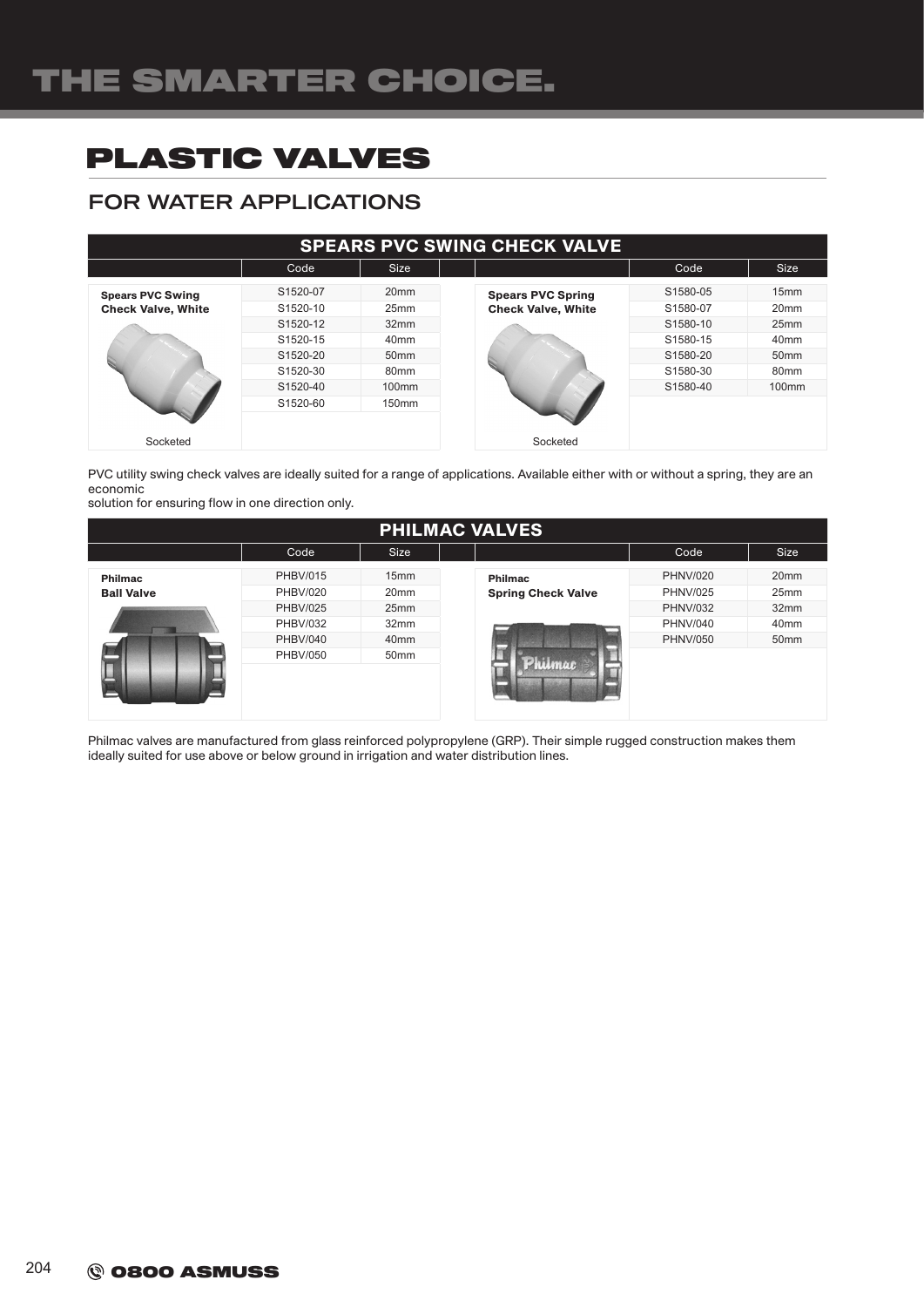# PLASTIC VALVES

## FOR WATER APPLICATIONS

### SPEARS PVC SWING CHECK VALVE

| | Code | Size | | Code | Size |
|---|---|---|---|---|---|
| **Spears PVC Swing Check Valve, White** | S1520-07 | 20mm | **Spears PVC Spring Check Valve, White** | S1580-05 | 15mm |
| | S1520-10 | 25mm | | S1580-07 | 20mm |
| | S1520-12 | 32mm | | S1580-10 | 25mm |
| | S1520-15 | 40mm | | S1580-15 | 40mm |
| | S1520-20 | 50mm | | S1580-20 | 50mm |
| | S1520-30 | 80mm | | S1580-30 | 80mm |
| | S1520-40 | 100mm | | S1580-40 | 100mm |
| | S1520-60 | 150mm | | | |
| Socketed | | | Socketed | | |

PVC utility swing check valves are ideally suited for a range of applications. Available either with or without a spring, they are an economic solution for ensuring flow in one direction only.

### PHILMAC VALVES

| | Code | Size | | Code | Size |
|---|---|---|---|---|---|
| **Philmac Ball Valve** | PHBV/015 | 15mm | **Philmac Spring Check Valve** | PHNV/020 | 20mm |
| | PHBV/020 | 20mm | | PHNV/025 | 25mm |
| | PHBV/025 | 25mm | | PHNV/032 | 32mm |
| | PHBV/032 | 32mm | | PHNV/040 | 40mm |
| | PHBV/040 | 40mm | | PHNV/050 | 50mm |
| | PHBV/050 | 50mm | | | |

Philmac valves are manufactured from glass reinforced polypropylene (GRP). Their simple rugged construction makes them ideally suited for use above or below ground in irrigation and water distribution lines.